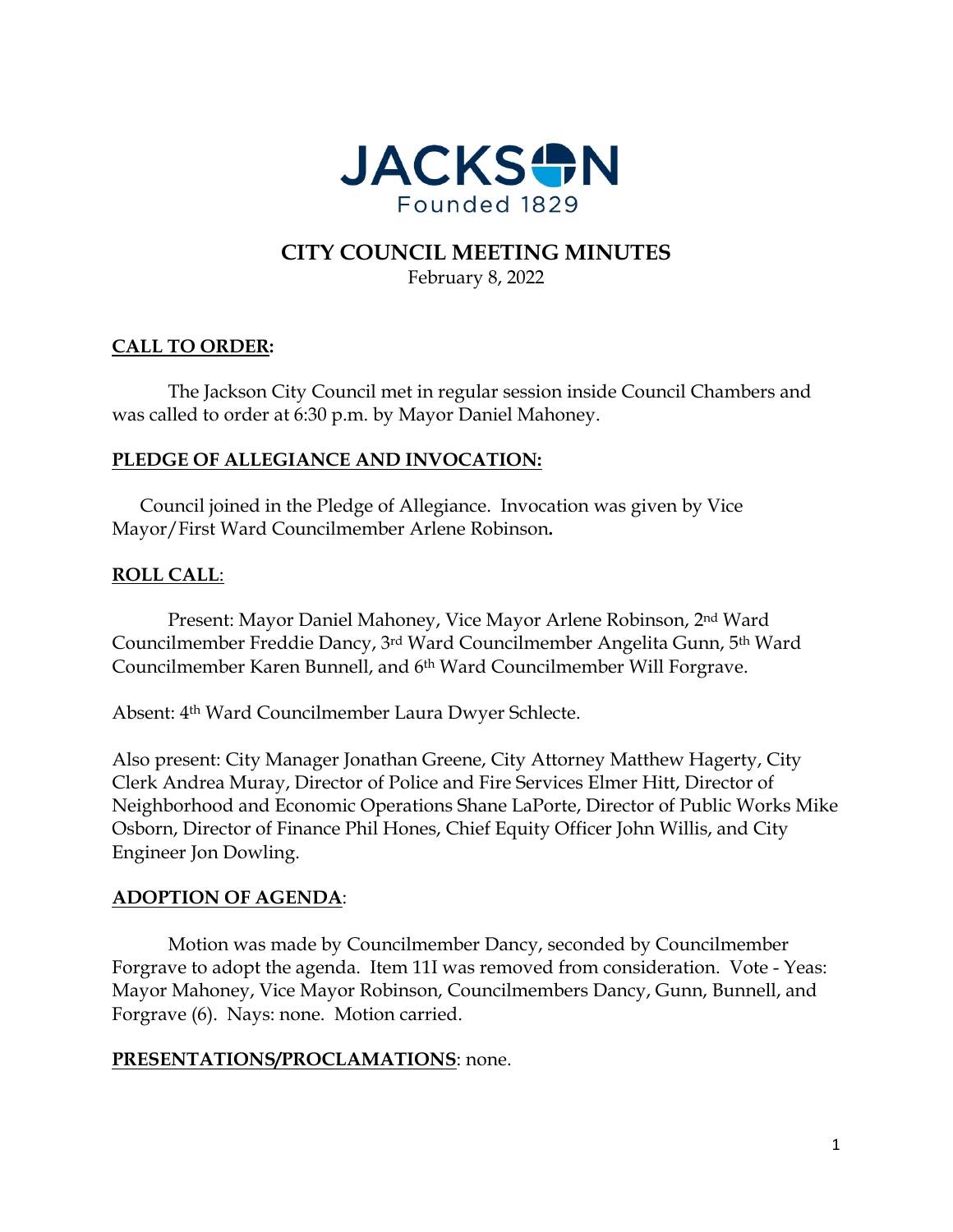JACKSON
Founded 1829

# CITY COUNCIL MEETING MINUTES

February 8, 2022

## CALL TO ORDER:

The Jackson City Council met in regular session inside Council Chambers and was called to order at 6:30 p.m. by Mayor Daniel Mahoney.

## PLEDGE OF ALLEGIANCE AND INVOCATION:

Council joined in the Pledge of Allegiance. Invocation was given by Vice Mayor/First Ward Councilmember Arlene Robinson**.**

## ROLL CALL:

Present: Mayor Daniel Mahoney, Vice Mayor Arlene Robinson, 2nd Ward Councilmember Freddie Dancy, 3rd Ward Councilmember Angelita Gunn, 5th Ward Councilmember Karen Bunnell, and 6th Ward Councilmember Will Forgrave.

Absent: 4th Ward Councilmember Laura Dwyer Schlecte.

Also present: City Manager Jonathan Greene, City Attorney Matthew Hagerty, City Clerk Andrea Muray, Director of Police and Fire Services Elmer Hitt, Director of Neighborhood and Economic Operations Shane LaPorte, Director of Public Works Mike Osborn, Director of Finance Phil Hones, Chief Equity Officer John Willis, and City Engineer Jon Dowling.

## ADOPTION OF AGENDA:

Motion was made by Councilmember Dancy, seconded by Councilmember Forgrave to adopt the agenda. Item 11I was removed from consideration. Vote - Yeas: Mayor Mahoney, Vice Mayor Robinson, Councilmembers Dancy, Gunn, Bunnell, and Forgrave (6). Nays: none. Motion carried.

## PRESENTATIONS/PROCLAMATIONS: none.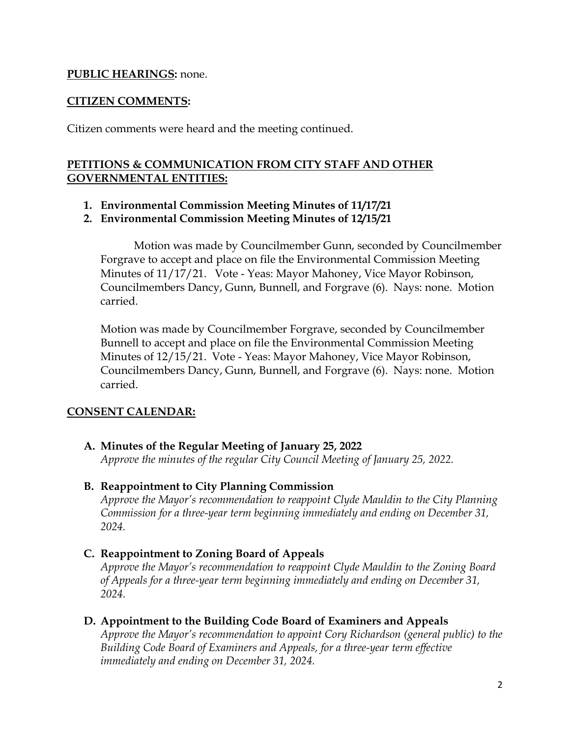**PUBLIC HEARINGS:** none.

**CITIZEN COMMENTS:**

Citizen comments were heard and the meeting continued.

**PETITIONS & COMMUNICATION FROM CITY STAFF AND OTHER GOVERNMENTAL ENTITIES:**

1. **Environmental Commission Meeting Minutes of 11/17/21**
2. **Environmental Commission Meeting Minutes of 12/15/21**

Motion was made by Councilmember Gunn, seconded by Councilmember Forgrave to accept and place on file the Environmental Commission Meeting Minutes of 11/17/21. Vote - Yeas: Mayor Mahoney, Vice Mayor Robinson, Councilmembers Dancy, Gunn, Bunnell, and Forgrave (6). Nays: none. Motion carried.

Motion was made by Councilmember Forgrave, seconded by Councilmember Bunnell to accept and place on file the Environmental Commission Meeting Minutes of 12/15/21. Vote - Yeas: Mayor Mahoney, Vice Mayor Robinson, Councilmembers Dancy, Gunn, Bunnell, and Forgrave (6). Nays: none. Motion carried.

**CONSENT CALENDAR:**

**A. Minutes of the Regular Meeting of January 25, 2022**
*Approve the minutes of the regular City Council Meeting of January 25, 2022.*

**B. Reappointment to City Planning Commission**
*Approve the Mayor's recommendation to reappoint Clyde Mauldin to the City Planning Commission for a three-year term beginning immediately and ending on December 31, 2024.*

**C. Reappointment to Zoning Board of Appeals**
*Approve the Mayor's recommendation to reappoint Clyde Mauldin to the Zoning Board of Appeals for a three-year term beginning immediately and ending on December 31, 2024.*

**D. Appointment to the Building Code Board of Examiners and Appeals**
*Approve the Mayor's recommendation to appoint Cory Richardson (general public) to the Building Code Board of Examiners and Appeals, for a three-year term effective immediately and ending on December 31, 2024.*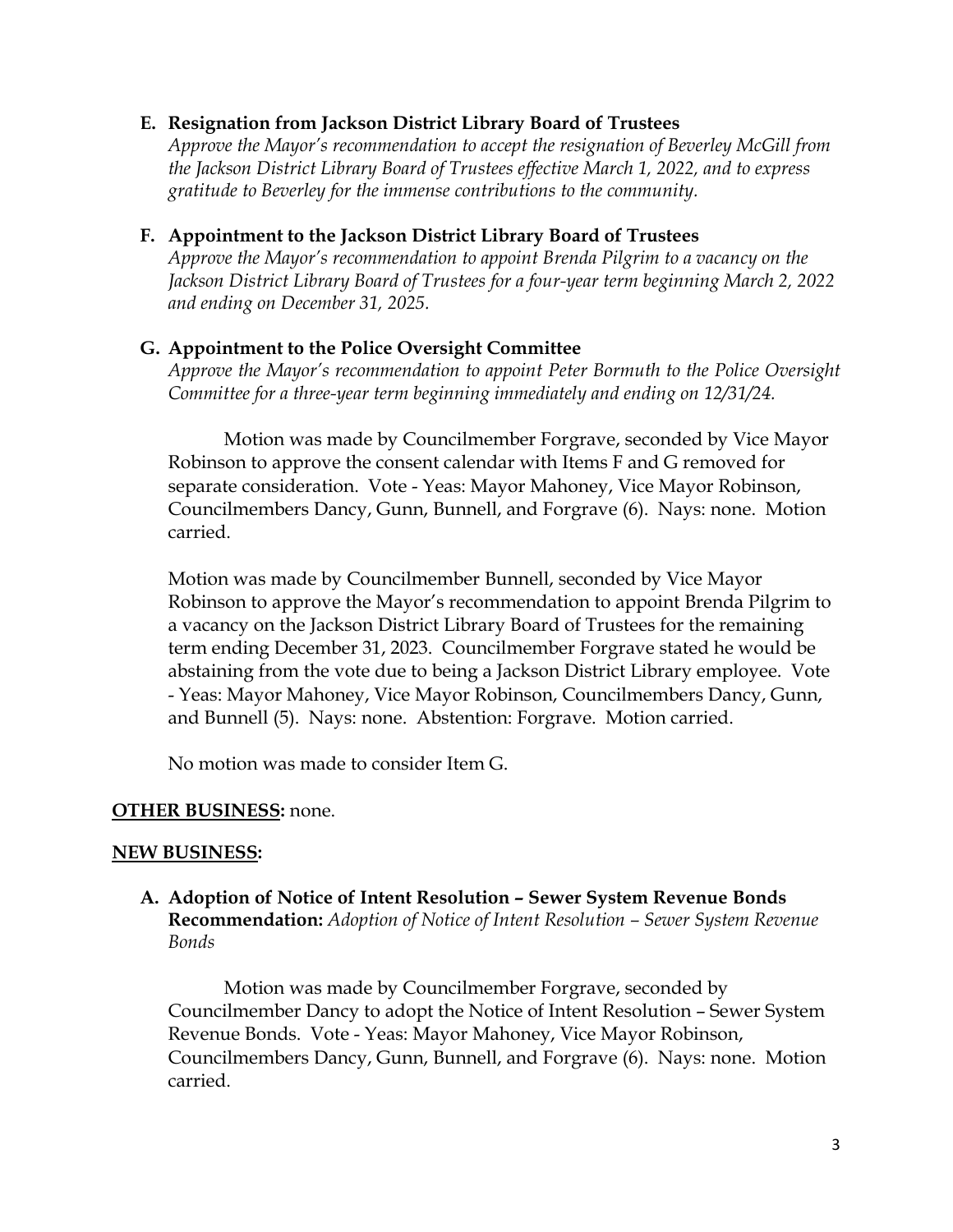**E. Resignation from Jackson District Library Board of Trustees**
*Approve the Mayor's recommendation to accept the resignation of Beverley McGill from the Jackson District Library Board of Trustees effective March 1, 2022, and to express gratitude to Beverley for the immense contributions to the community.*

**F. Appointment to the Jackson District Library Board of Trustees**
*Approve the Mayor's recommendation to appoint Brenda Pilgrim to a vacancy on the Jackson District Library Board of Trustees for a four-year term beginning March 2, 2022 and ending on December 31, 2025.*

**G. Appointment to the Police Oversight Committee**
*Approve the Mayor's recommendation to appoint Peter Bormuth to the Police Oversight Committee for a three-year term beginning immediately and ending on 12/31/24.*

Motion was made by Councilmember Forgrave, seconded by Vice Mayor Robinson to approve the consent calendar with Items F and G removed for separate consideration. Vote - Yeas: Mayor Mahoney, Vice Mayor Robinson, Councilmembers Dancy, Gunn, Bunnell, and Forgrave (6). Nays: none. Motion carried.

Motion was made by Councilmember Bunnell, seconded by Vice Mayor Robinson to approve the Mayor's recommendation to appoint Brenda Pilgrim to a vacancy on the Jackson District Library Board of Trustees for the remaining term ending December 31, 2023. Councilmember Forgrave stated he would be abstaining from the vote due to being a Jackson District Library employee. Vote - Yeas: Mayor Mahoney, Vice Mayor Robinson, Councilmembers Dancy, Gunn, and Bunnell (5). Nays: none. Abstention: Forgrave. Motion carried.

No motion was made to consider Item G.

**OTHER BUSINESS:** none.

**NEW BUSINESS:**

**A. Adoption of Notice of Intent Resolution – Sewer System Revenue Bonds**
**Recommendation:** *Adoption of Notice of Intent Resolution – Sewer System Revenue Bonds*

Motion was made by Councilmember Forgrave, seconded by Councilmember Dancy to adopt the Notice of Intent Resolution – Sewer System Revenue Bonds. Vote - Yeas: Mayor Mahoney, Vice Mayor Robinson, Councilmembers Dancy, Gunn, Bunnell, and Forgrave (6). Nays: none. Motion carried.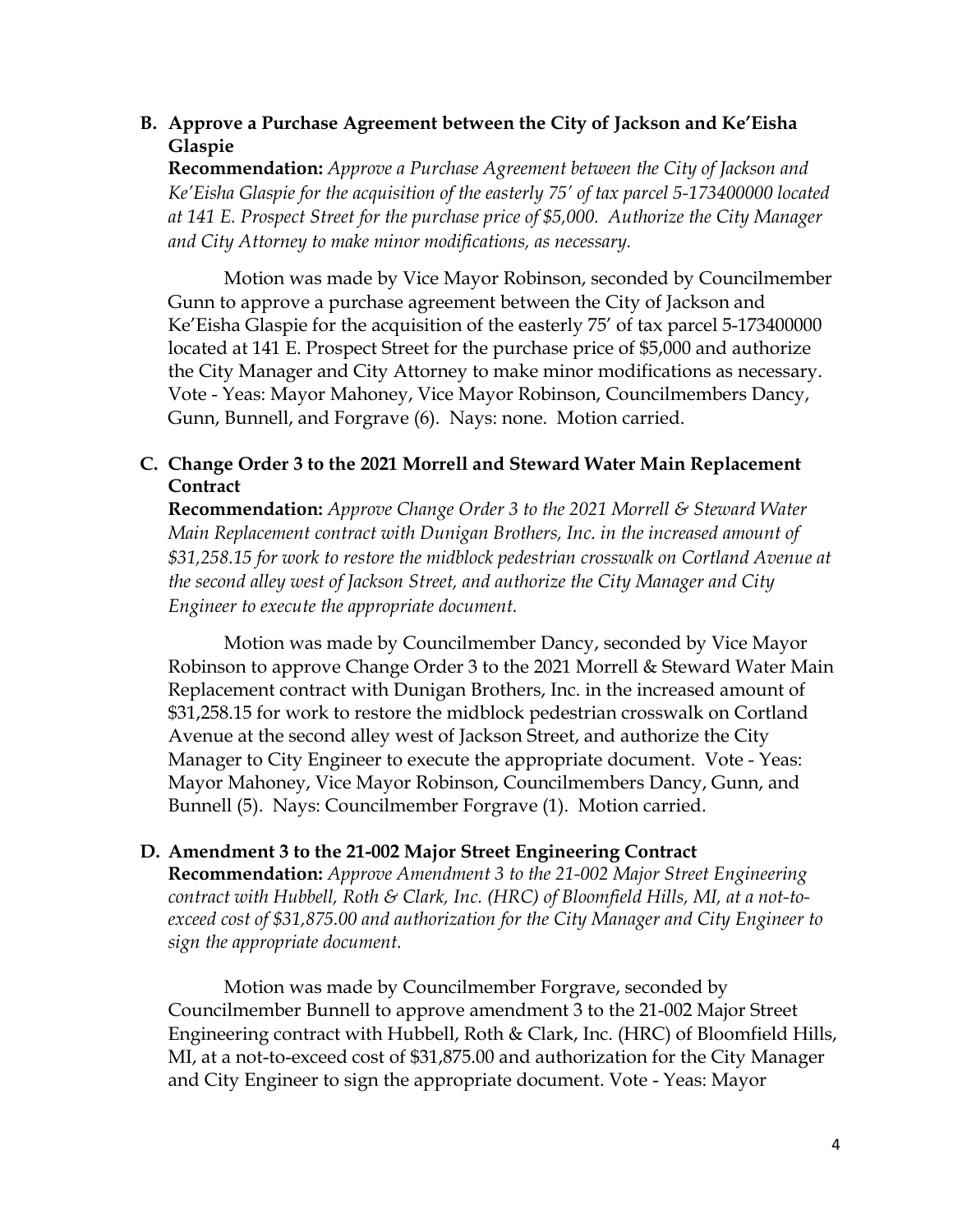**B. Approve a Purchase Agreement between the City of Jackson and Ke'Eisha Glaspie**

**Recommendation:** *Approve a Purchase Agreement between the City of Jackson and Ke'Eisha Glaspie for the acquisition of the easterly 75' of tax parcel 5-173400000 located at 141 E. Prospect Street for the purchase price of $5,000. Authorize the City Manager and City Attorney to make minor modifications, as necessary.*

Motion was made by Vice Mayor Robinson, seconded by Councilmember Gunn to approve a purchase agreement between the City of Jackson and Ke'Eisha Glaspie for the acquisition of the easterly 75' of tax parcel 5-173400000 located at 141 E. Prospect Street for the purchase price of $5,000 and authorize the City Manager and City Attorney to make minor modifications as necessary. Vote - Yeas: Mayor Mahoney, Vice Mayor Robinson, Councilmembers Dancy, Gunn, Bunnell, and Forgrave (6). Nays: none. Motion carried.

**C. Change Order 3 to the 2021 Morrell and Steward Water Main Replacement Contract**

**Recommendation:** *Approve Change Order 3 to the 2021 Morrell & Steward Water Main Replacement contract with Dunigan Brothers, Inc. in the increased amount of $31,258.15 for work to restore the midblock pedestrian crosswalk on Cortland Avenue at the second alley west of Jackson Street, and authorize the City Manager and City Engineer to execute the appropriate document.*

Motion was made by Councilmember Dancy, seconded by Vice Mayor Robinson to approve Change Order 3 to the 2021 Morrell & Steward Water Main Replacement contract with Dunigan Brothers, Inc. in the increased amount of $31,258.15 for work to restore the midblock pedestrian crosswalk on Cortland Avenue at the second alley west of Jackson Street, and authorize the City Manager to City Engineer to execute the appropriate document. Vote - Yeas: Mayor Mahoney, Vice Mayor Robinson, Councilmembers Dancy, Gunn, and Bunnell (5). Nays: Councilmember Forgrave (1). Motion carried.

**D. Amendment 3 to the 21-002 Major Street Engineering Contract**

**Recommendation:** *Approve Amendment 3 to the 21-002 Major Street Engineering contract with Hubbell, Roth & Clark, Inc. (HRC) of Bloomfield Hills, MI, at a not-to-exceed cost of $31,875.00 and authorization for the City Manager and City Engineer to sign the appropriate document.*

Motion was made by Councilmember Forgrave, seconded by Councilmember Bunnell to approve amendment 3 to the 21-002 Major Street Engineering contract with Hubbell, Roth & Clark, Inc. (HRC) of Bloomfield Hills, MI, at a not-to-exceed cost of $31,875.00 and authorization for the City Manager and City Engineer to sign the appropriate document. Vote - Yeas: Mayor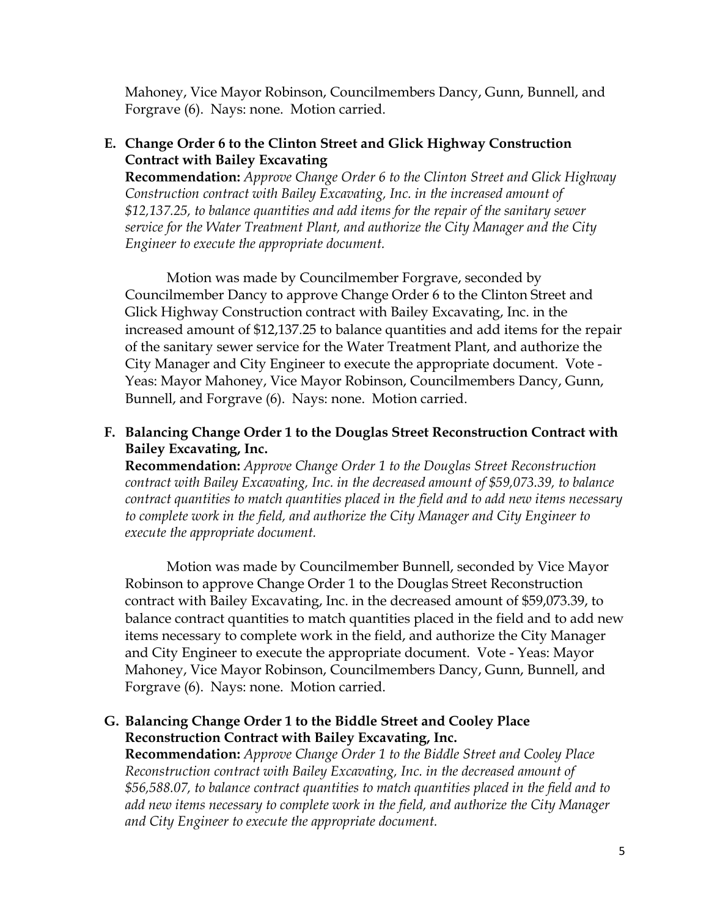Mahoney, Vice Mayor Robinson, Councilmembers Dancy, Gunn, Bunnell, and Forgrave (6). Nays: none. Motion carried.

**E. Change Order 6 to the Clinton Street and Glick Highway Construction Contract with Bailey Excavating**

**Recommendation:** *Approve Change Order 6 to the Clinton Street and Glick Highway Construction contract with Bailey Excavating, Inc. in the increased amount of $12,137.25, to balance quantities and add items for the repair of the sanitary sewer service for the Water Treatment Plant, and authorize the City Manager and the City Engineer to execute the appropriate document.*

Motion was made by Councilmember Forgrave, seconded by Councilmember Dancy to approve Change Order 6 to the Clinton Street and Glick Highway Construction contract with Bailey Excavating, Inc. in the increased amount of $12,137.25 to balance quantities and add items for the repair of the sanitary sewer service for the Water Treatment Plant, and authorize the City Manager and City Engineer to execute the appropriate document. Vote - Yeas: Mayor Mahoney, Vice Mayor Robinson, Councilmembers Dancy, Gunn, Bunnell, and Forgrave (6). Nays: none. Motion carried.

**F. Balancing Change Order 1 to the Douglas Street Reconstruction Contract with Bailey Excavating, Inc.**

**Recommendation:** *Approve Change Order 1 to the Douglas Street Reconstruction contract with Bailey Excavating, Inc. in the decreased amount of $59,073.39, to balance contract quantities to match quantities placed in the field and to add new items necessary to complete work in the field, and authorize the City Manager and City Engineer to execute the appropriate document.*

Motion was made by Councilmember Bunnell, seconded by Vice Mayor Robinson to approve Change Order 1 to the Douglas Street Reconstruction contract with Bailey Excavating, Inc. in the decreased amount of $59,073.39, to balance contract quantities to match quantities placed in the field and to add new items necessary to complete work in the field, and authorize the City Manager and City Engineer to execute the appropriate document. Vote - Yeas: Mayor Mahoney, Vice Mayor Robinson, Councilmembers Dancy, Gunn, Bunnell, and Forgrave (6). Nays: none. Motion carried.

**G. Balancing Change Order 1 to the Biddle Street and Cooley Place Reconstruction Contract with Bailey Excavating, Inc.**

**Recommendation:** *Approve Change Order 1 to the Biddle Street and Cooley Place Reconstruction contract with Bailey Excavating, Inc. in the decreased amount of $56,588.07, to balance contract quantities to match quantities placed in the field and to add new items necessary to complete work in the field, and authorize the City Manager and City Engineer to execute the appropriate document.*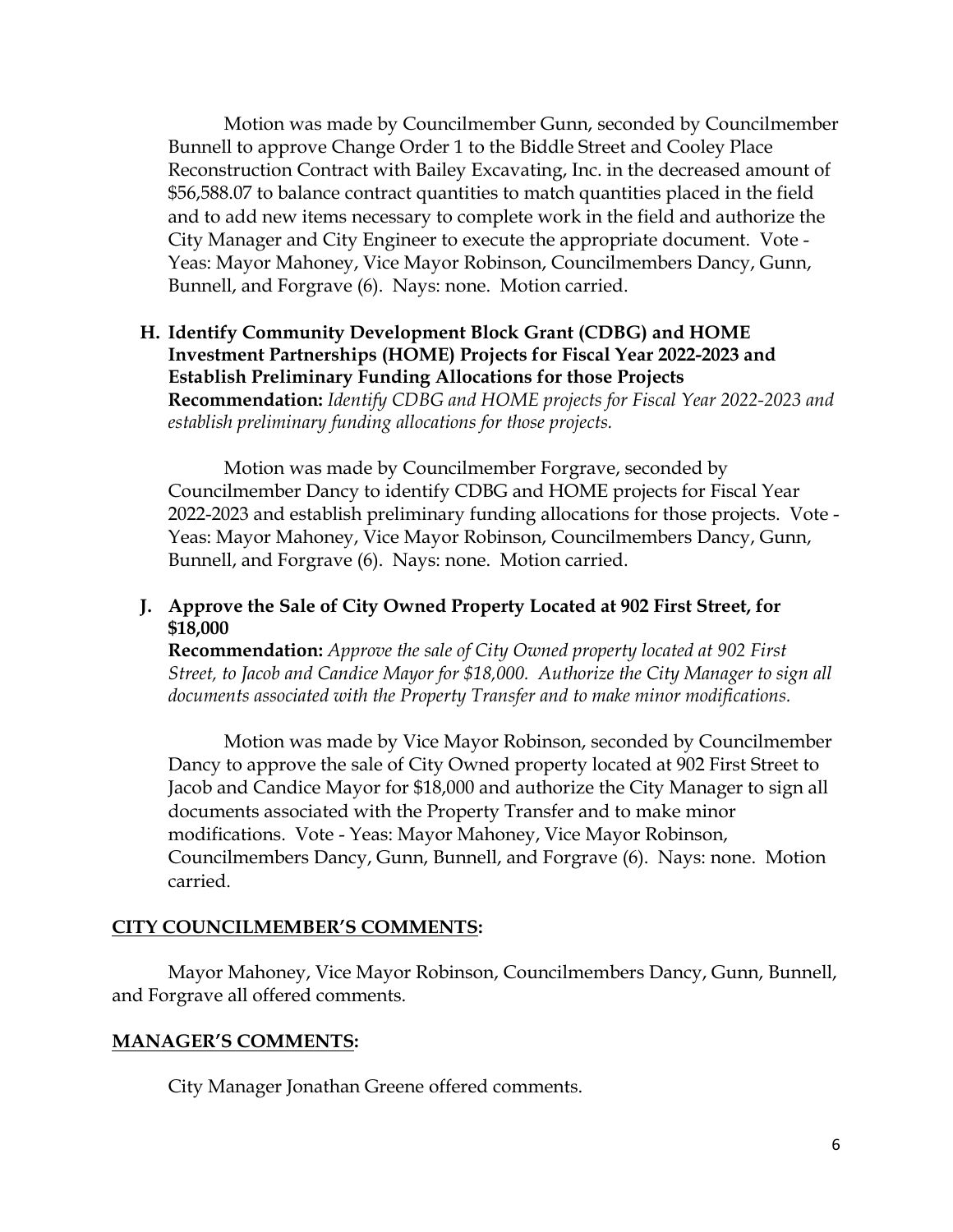Motion was made by Councilmember Gunn, seconded by Councilmember Bunnell to approve Change Order 1 to the Biddle Street and Cooley Place Reconstruction Contract with Bailey Excavating, Inc. in the decreased amount of $56,588.07 to balance contract quantities to match quantities placed in the field and to add new items necessary to complete work in the field and authorize the City Manager and City Engineer to execute the appropriate document. Vote - Yeas: Mayor Mahoney, Vice Mayor Robinson, Councilmembers Dancy, Gunn, Bunnell, and Forgrave (6). Nays: none. Motion carried.

**H. Identify Community Development Block Grant (CDBG) and HOME Investment Partnerships (HOME) Projects for Fiscal Year 2022-2023 and Establish Preliminary Funding Allocations for those Projects**
**Recommendation:** *Identify CDBG and HOME projects for Fiscal Year 2022-2023 and establish preliminary funding allocations for those projects.*

Motion was made by Councilmember Forgrave, seconded by Councilmember Dancy to identify CDBG and HOME projects for Fiscal Year 2022-2023 and establish preliminary funding allocations for those projects. Vote - Yeas: Mayor Mahoney, Vice Mayor Robinson, Councilmembers Dancy, Gunn, Bunnell, and Forgrave (6). Nays: none. Motion carried.

**J. Approve the Sale of City Owned Property Located at 902 First Street, for $18,000**
**Recommendation:** *Approve the sale of City Owned property located at 902 First Street, to Jacob and Candice Mayor for $18,000. Authorize the City Manager to sign all documents associated with the Property Transfer and to make minor modifications.*

Motion was made by Vice Mayor Robinson, seconded by Councilmember Dancy to approve the sale of City Owned property located at 902 First Street to Jacob and Candice Mayor for $18,000 and authorize the City Manager to sign all documents associated with the Property Transfer and to make minor modifications. Vote - Yeas: Mayor Mahoney, Vice Mayor Robinson, Councilmembers Dancy, Gunn, Bunnell, and Forgrave (6). Nays: none. Motion carried.

## CITY COUNCILMEMBER'S COMMENTS:

Mayor Mahoney, Vice Mayor Robinson, Councilmembers Dancy, Gunn, Bunnell, and Forgrave all offered comments.

## MANAGER'S COMMENTS:

City Manager Jonathan Greene offered comments.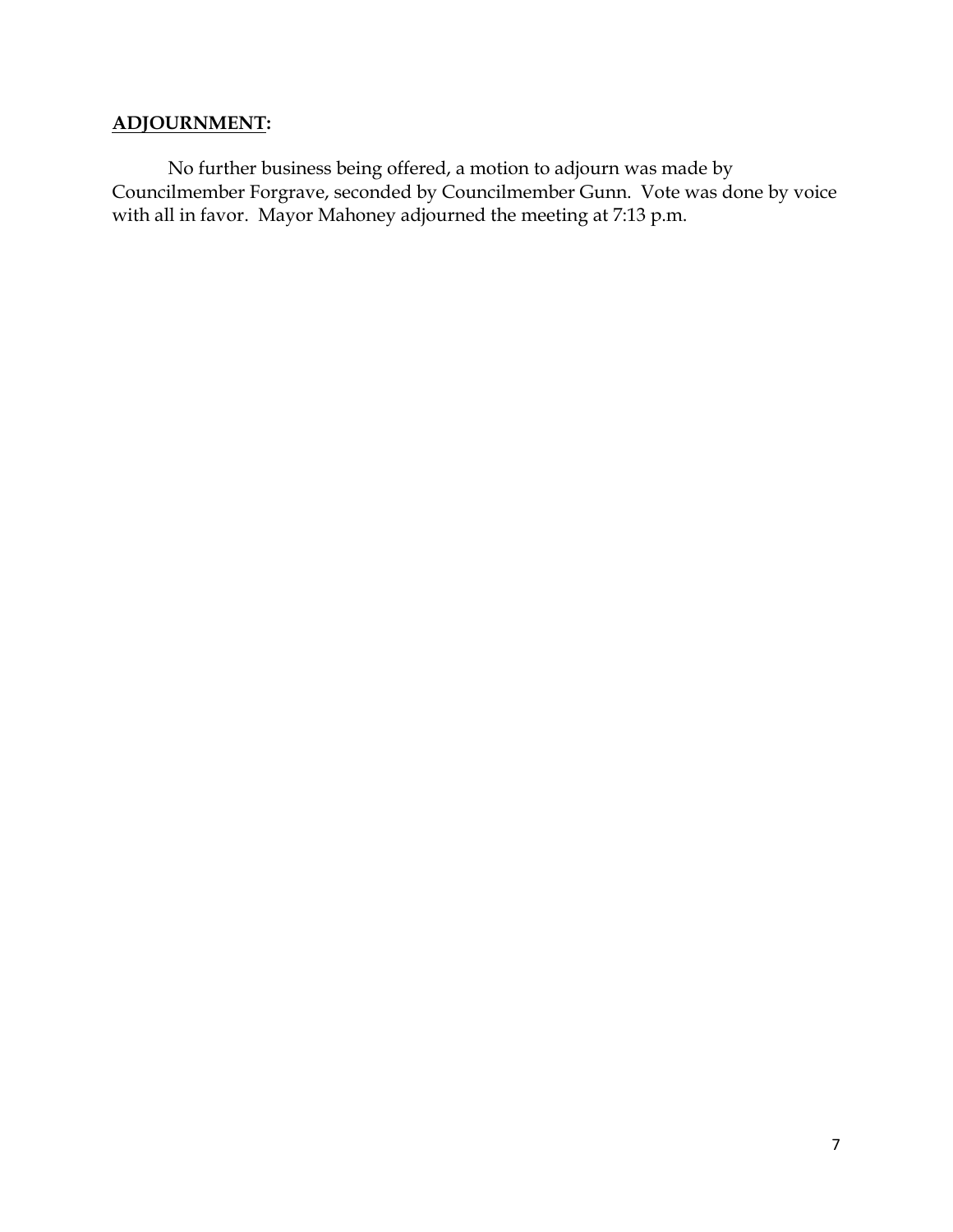**<u>ADJOURNMENT</u>:**

No further business being offered, a motion to adjourn was made by Councilmember Forgrave, seconded by Councilmember Gunn. Vote was done by voice with all in favor. Mayor Mahoney adjourned the meeting at 7:13 p.m.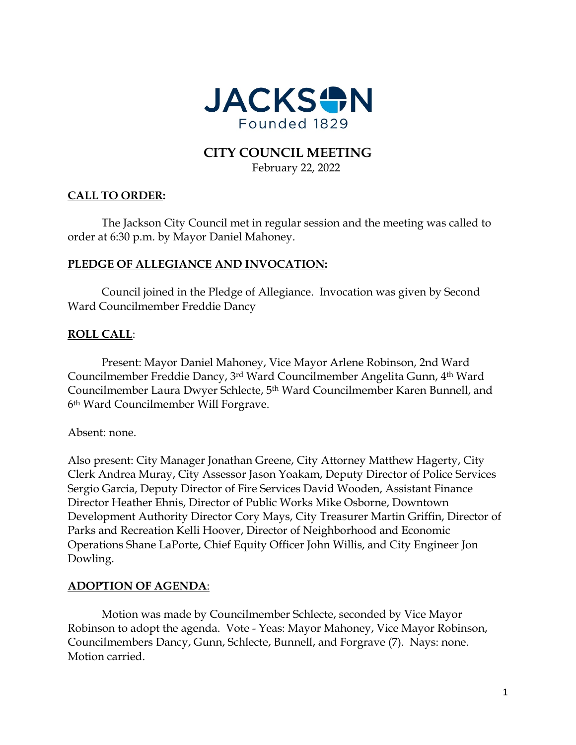# JACKSON

Founded 1829

## CITY COUNCIL MEETING

February 22, 2022

**CALL TO ORDER:**

The Jackson City Council met in regular session and the meeting was called to order at 6:30 p.m. by Mayor Daniel Mahoney.

**PLEDGE OF ALLEGIANCE AND INVOCATION:**

Council joined in the Pledge of Allegiance. Invocation was given by Second Ward Councilmember Freddie Dancy

**ROLL CALL:**

Present: Mayor Daniel Mahoney, Vice Mayor Arlene Robinson, 2nd Ward Councilmember Freddie Dancy, 3rd Ward Councilmember Angelita Gunn, 4th Ward Councilmember Laura Dwyer Schlecte, 5th Ward Councilmember Karen Bunnell, and 6th Ward Councilmember Will Forgrave.

Absent: none.

Also present: City Manager Jonathan Greene, City Attorney Matthew Hagerty, City Clerk Andrea Muray, City Assessor Jason Yoakam, Deputy Director of Police Services Sergio Garcia, Deputy Director of Fire Services David Wooden, Assistant Finance Director Heather Ehnis, Director of Public Works Mike Osborne, Downtown Development Authority Director Cory Mays, City Treasurer Martin Griffin, Director of Parks and Recreation Kelli Hoover, Director of Neighborhood and Economic Operations Shane LaPorte, Chief Equity Officer John Willis, and City Engineer Jon Dowling.

**ADOPTION OF AGENDA:**

Motion was made by Councilmember Schlecte, seconded by Vice Mayor Robinson to adopt the agenda. Vote - Yeas: Mayor Mahoney, Vice Mayor Robinson, Councilmembers Dancy, Gunn, Schlecte, Bunnell, and Forgrave (7). Nays: none. Motion carried.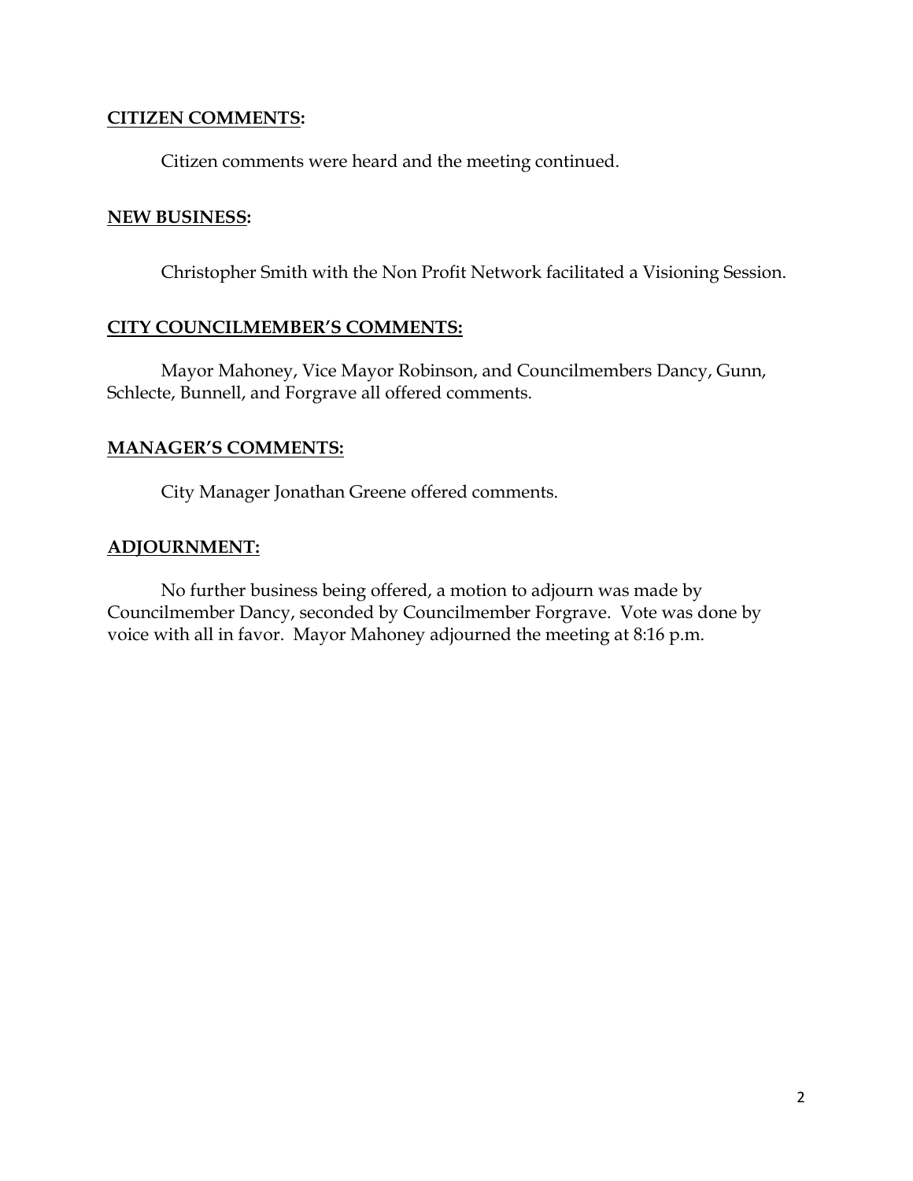**CITIZEN COMMENTS:**

Citizen comments were heard and the meeting continued.

**NEW BUSINESS:**

Christopher Smith with the Non Profit Network facilitated a Visioning Session.

**CITY COUNCILMEMBER'S COMMENTS:**

Mayor Mahoney, Vice Mayor Robinson, and Councilmembers Dancy, Gunn, Schlecte, Bunnell, and Forgrave all offered comments.

**MANAGER'S COMMENTS:**

City Manager Jonathan Greene offered comments.

**ADJOURNMENT:**

No further business being offered, a motion to adjourn was made by Councilmember Dancy, seconded by Councilmember Forgrave. Vote was done by voice with all in favor. Mayor Mahoney adjourned the meeting at 8:16 p.m.